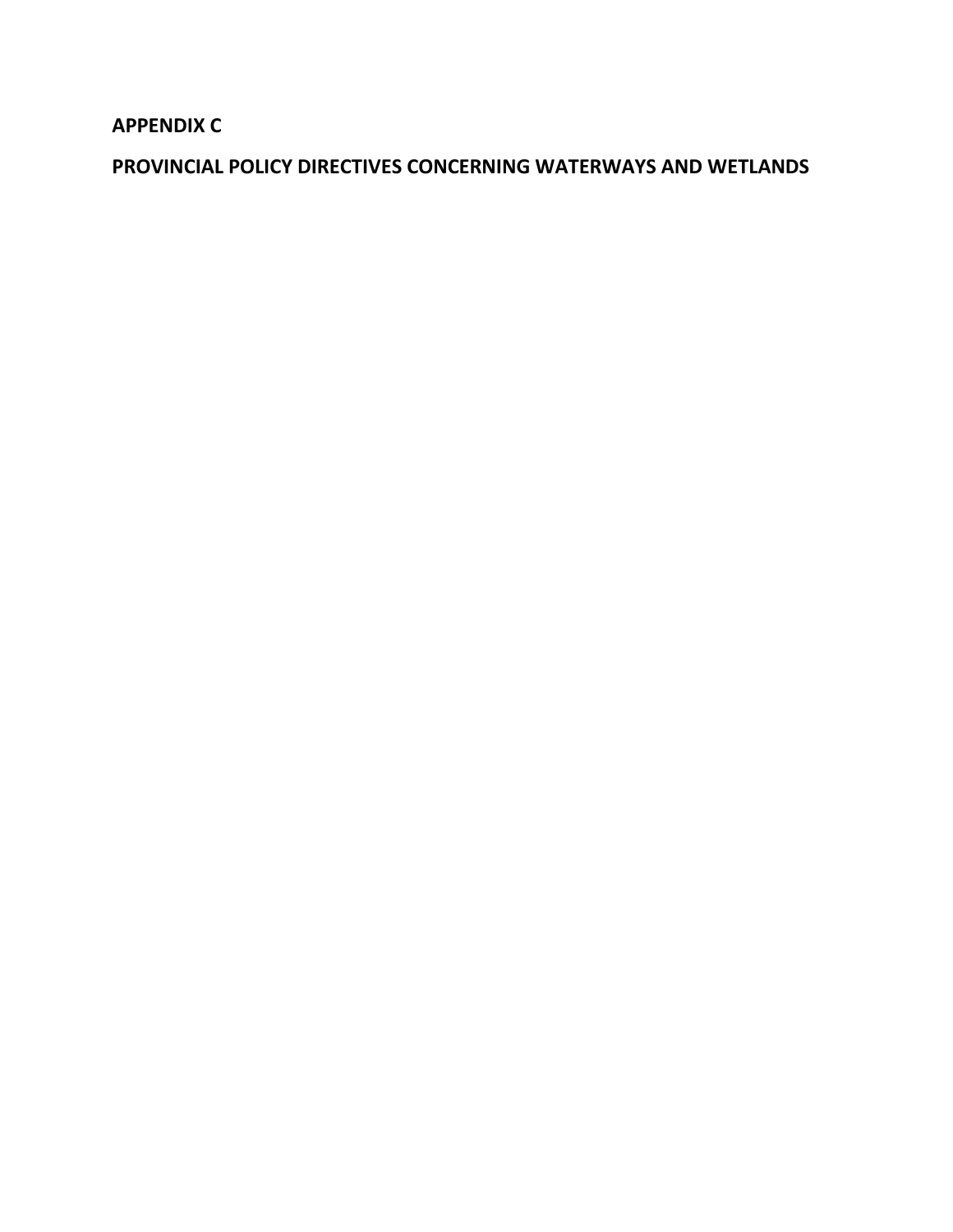# APPENDIX C

# PROVINCIAL POLICY DIRECTIVES CONCERNING WATERWAYS AND WETLANDS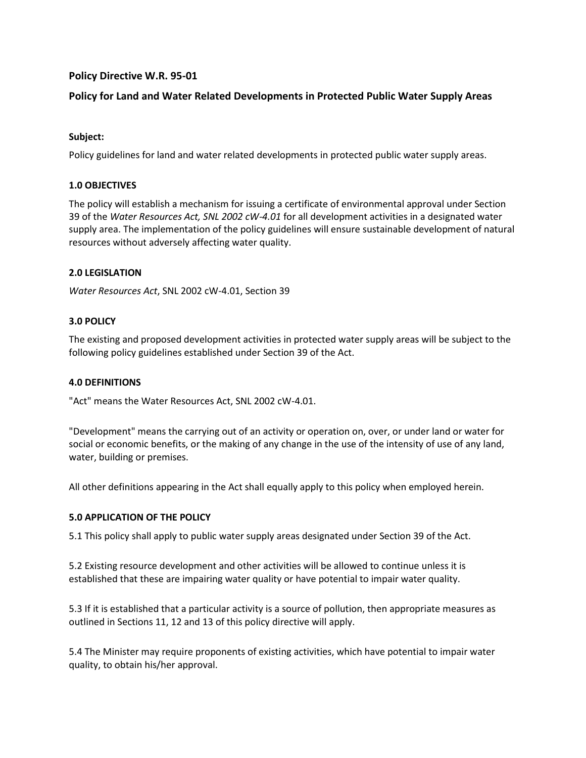**Policy Directive W.R. 95-01**

**Policy for Land and Water Related Developments in Protected Public Water Supply Areas**

**Subject:**

Policy guidelines for land and water related developments in protected public water supply areas.

**1.0 OBJECTIVES**

The policy will establish a mechanism for issuing a certificate of environmental approval under Section 39 of the *Water Resources Act, SNL 2002 cW-4.01* for all development activities in a designated water supply area. The implementation of the policy guidelines will ensure sustainable development of natural resources without adversely affecting water quality.

**2.0 LEGISLATION**

*Water Resources Act*, SNL 2002 cW-4.01, Section 39

**3.0 POLICY**

The existing and proposed development activities in protected water supply areas will be subject to the following policy guidelines established under Section 39 of the Act.

**4.0 DEFINITIONS**

"Act" means the Water Resources Act, SNL 2002 cW-4.01.

"Development" means the carrying out of an activity or operation on, over, or under land or water for social or economic benefits, or the making of any change in the use of the intensity of use of any land, water, building or premises.

All other definitions appearing in the Act shall equally apply to this policy when employed herein.

**5.0 APPLICATION OF THE POLICY**

5.1 This policy shall apply to public water supply areas designated under Section 39 of the Act.

5.2 Existing resource development and other activities will be allowed to continue unless it is established that these are impairing water quality or have potential to impair water quality.

5.3 If it is established that a particular activity is a source of pollution, then appropriate measures as outlined in Sections 11, 12 and 13 of this policy directive will apply.

5.4 The Minister may require proponents of existing activities, which have potential to impair water quality, to obtain his/her approval.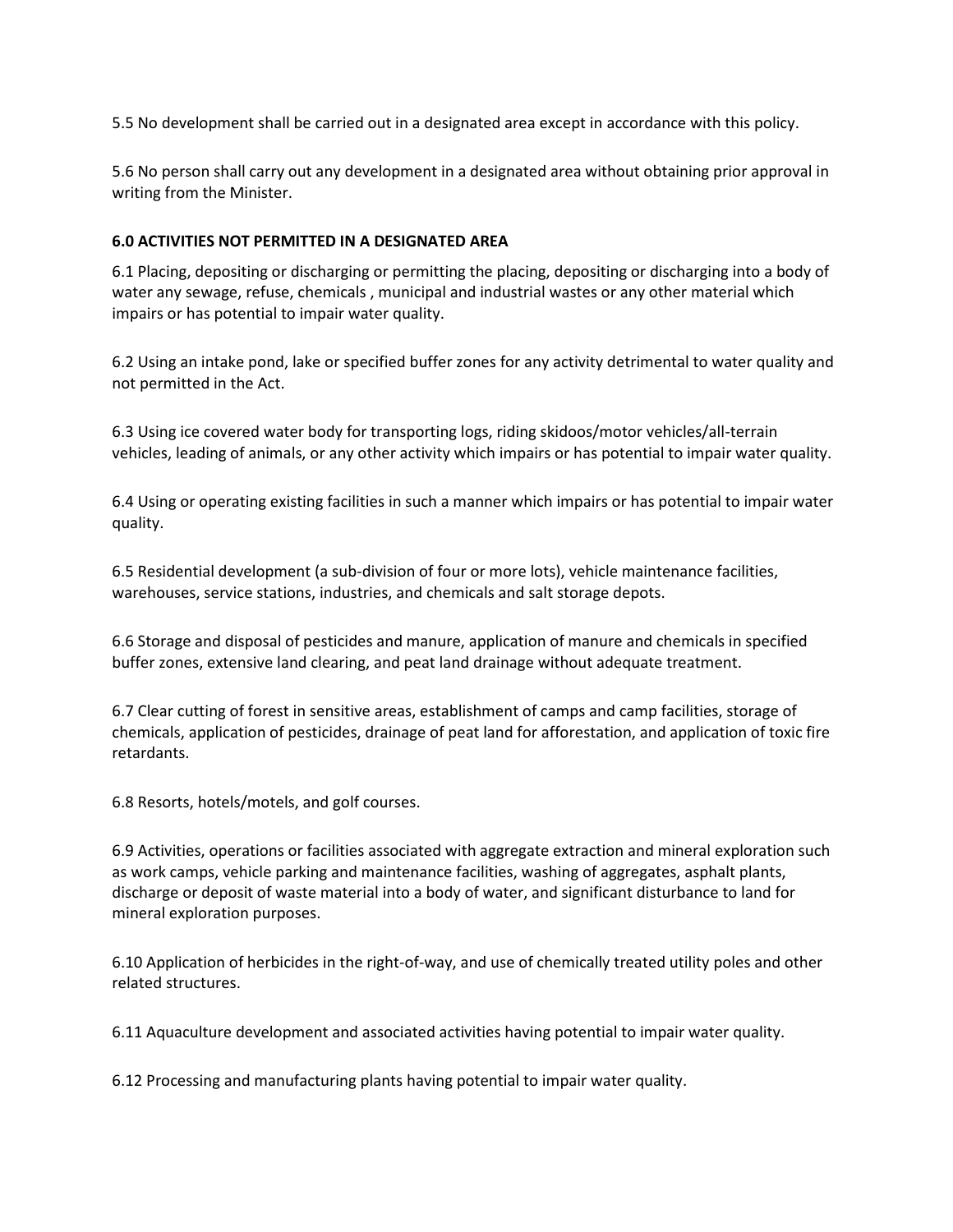5.5 No development shall be carried out in a designated area except in accordance with this policy.

5.6 No person shall carry out any development in a designated area without obtaining prior approval in writing from the Minister.

### 6.0 ACTIVITIES NOT PERMITTED IN A DESIGNATED AREA

6.1 Placing, depositing or discharging or permitting the placing, depositing or discharging into a body of water any sewage, refuse, chemicals , municipal and industrial wastes or any other material which impairs or has potential to impair water quality.

6.2 Using an intake pond, lake or specified buffer zones for any activity detrimental to water quality and not permitted in the Act.

6.3 Using ice covered water body for transporting logs, riding skidoos/motor vehicles/all-terrain vehicles, leading of animals, or any other activity which impairs or has potential to impair water quality.

6.4 Using or operating existing facilities in such a manner which impairs or has potential to impair water quality.

6.5 Residential development (a sub-division of four or more lots), vehicle maintenance facilities, warehouses, service stations, industries, and chemicals and salt storage depots.

6.6 Storage and disposal of pesticides and manure, application of manure and chemicals in specified buffer zones, extensive land clearing, and peat land drainage without adequate treatment.

6.7 Clear cutting of forest in sensitive areas, establishment of camps and camp facilities, storage of chemicals, application of pesticides, drainage of peat land for afforestation, and application of toxic fire retardants.

6.8 Resorts, hotels/motels, and golf courses.

6.9 Activities, operations or facilities associated with aggregate extraction and mineral exploration such as work camps, vehicle parking and maintenance facilities, washing of aggregates, asphalt plants, discharge or deposit of waste material into a body of water, and significant disturbance to land for mineral exploration purposes.

6.10 Application of herbicides in the right-of-way, and use of chemically treated utility poles and other related structures.

6.11 Aquaculture development and associated activities having potential to impair water quality.

6.12 Processing and manufacturing plants having potential to impair water quality.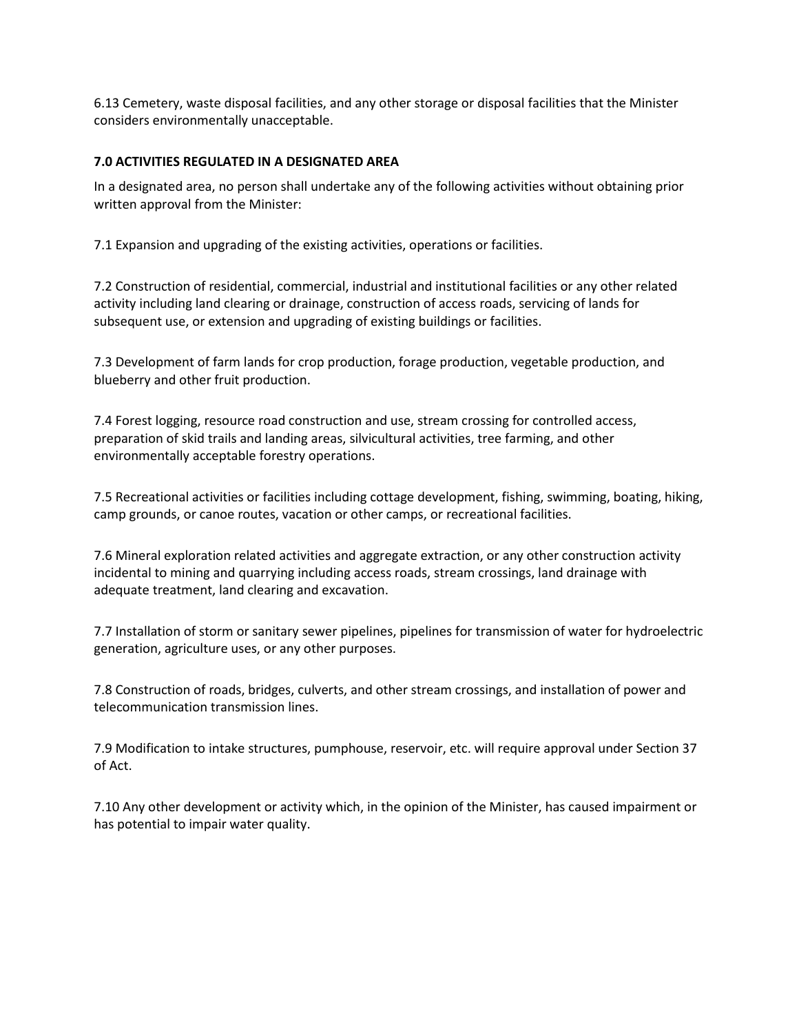6.13 Cemetery, waste disposal facilities, and any other storage or disposal facilities that the Minister considers environmentally unacceptable.

## 7.0 ACTIVITIES REGULATED IN A DESIGNATED AREA

In a designated area, no person shall undertake any of the following activities without obtaining prior written approval from the Minister:

7.1 Expansion and upgrading of the existing activities, operations or facilities.

7.2 Construction of residential, commercial, industrial and institutional facilities or any other related activity including land clearing or drainage, construction of access roads, servicing of lands for subsequent use, or extension and upgrading of existing buildings or facilities.

7.3 Development of farm lands for crop production, forage production, vegetable production, and blueberry and other fruit production.

7.4 Forest logging, resource road construction and use, stream crossing for controlled access, preparation of skid trails and landing areas, silvicultural activities, tree farming, and other environmentally acceptable forestry operations.

7.5 Recreational activities or facilities including cottage development, fishing, swimming, boating, hiking, camp grounds, or canoe routes, vacation or other camps, or recreational facilities.

7.6 Mineral exploration related activities and aggregate extraction, or any other construction activity incidental to mining and quarrying including access roads, stream crossings, land drainage with adequate treatment, land clearing and excavation.

7.7 Installation of storm or sanitary sewer pipelines, pipelines for transmission of water for hydroelectric generation, agriculture uses, or any other purposes.

7.8 Construction of roads, bridges, culverts, and other stream crossings, and installation of power and telecommunication transmission lines.

7.9 Modification to intake structures, pumphouse, reservoir, etc. will require approval under Section 37 of Act.

7.10 Any other development or activity which, in the opinion of the Minister, has caused impairment or has potential to impair water quality.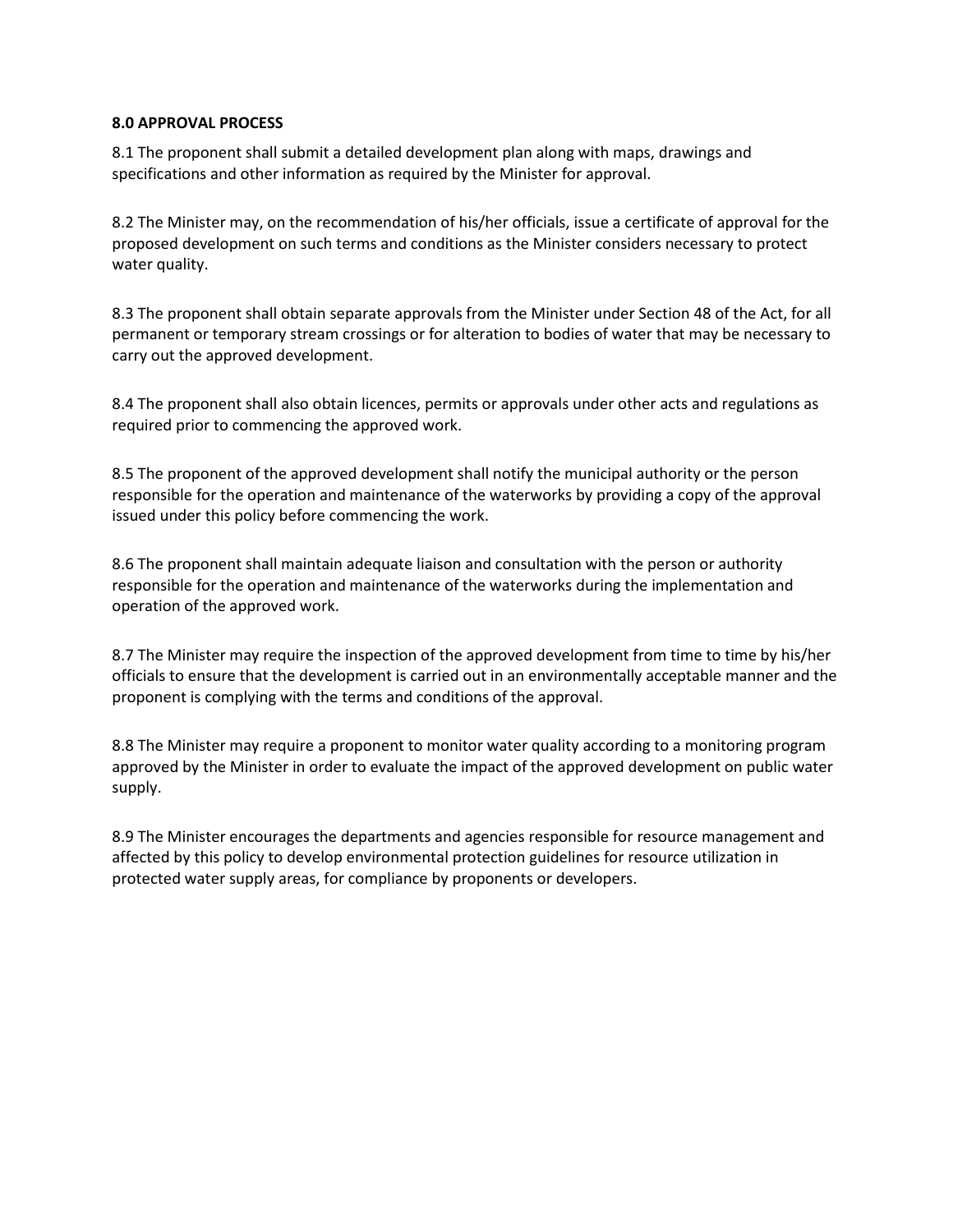**8.0 APPROVAL PROCESS**

8.1 The proponent shall submit a detailed development plan along with maps, drawings and specifications and other information as required by the Minister for approval.

8.2 The Minister may, on the recommendation of his/her officials, issue a certificate of approval for the proposed development on such terms and conditions as the Minister considers necessary to protect water quality.

8.3 The proponent shall obtain separate approvals from the Minister under Section 48 of the Act, for all permanent or temporary stream crossings or for alteration to bodies of water that may be necessary to carry out the approved development.

8.4 The proponent shall also obtain licences, permits or approvals under other acts and regulations as required prior to commencing the approved work.

8.5 The proponent of the approved development shall notify the municipal authority or the person responsible for the operation and maintenance of the waterworks by providing a copy of the approval issued under this policy before commencing the work.

8.6 The proponent shall maintain adequate liaison and consultation with the person or authority responsible for the operation and maintenance of the waterworks during the implementation and operation of the approved work.

8.7 The Minister may require the inspection of the approved development from time to time by his/her officials to ensure that the development is carried out in an environmentally acceptable manner and the proponent is complying with the terms and conditions of the approval.

8.8 The Minister may require a proponent to monitor water quality according to a monitoring program approved by the Minister in order to evaluate the impact of the approved development on public water supply.

8.9 The Minister encourages the departments and agencies responsible for resource management and affected by this policy to develop environmental protection guidelines for resource utilization in protected water supply areas, for compliance by proponents or developers.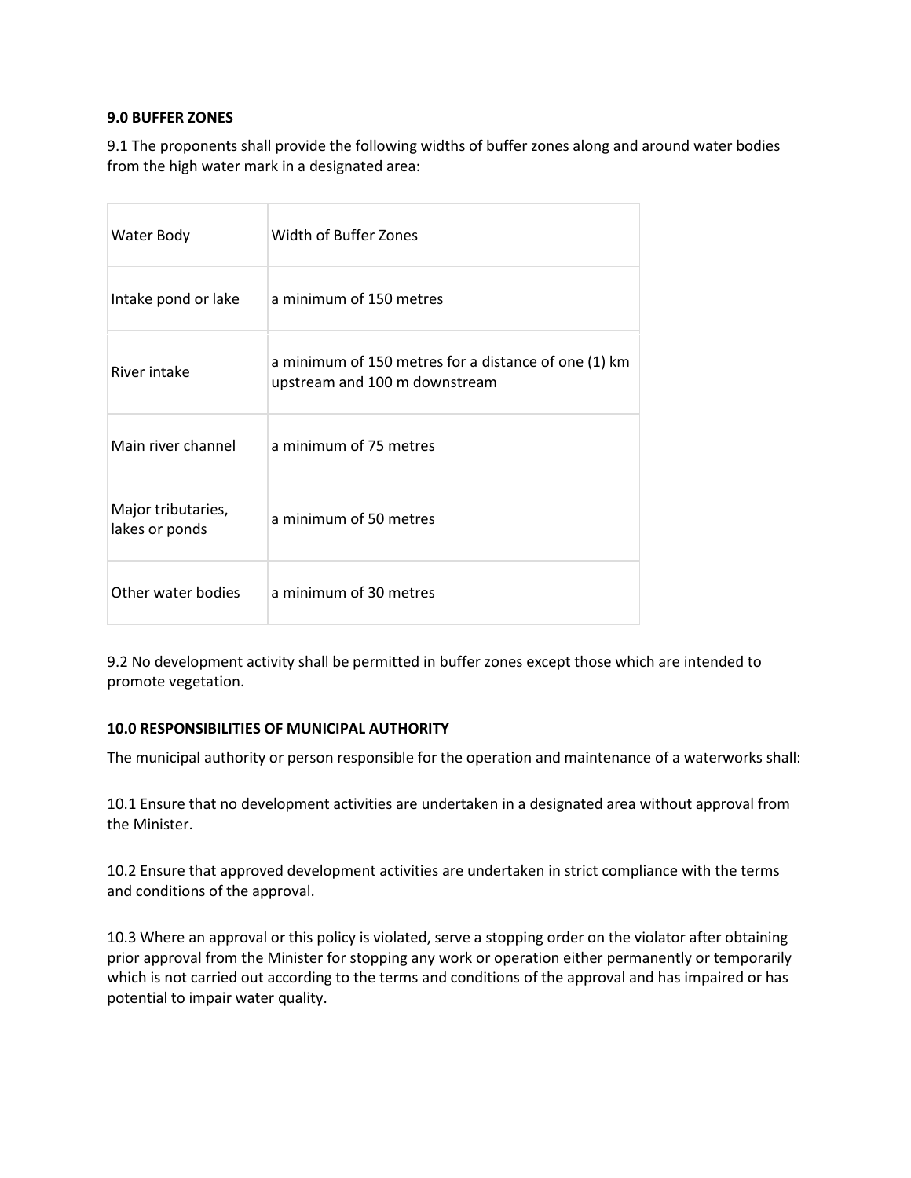**9.0 BUFFER ZONES**

9.1 The proponents shall provide the following widths of buffer zones along and around water bodies from the high water mark in a designated area:

| Water Body | Width of Buffer Zones |
|---|---|
| Intake pond or lake | a minimum of 150 metres |
| River intake | a minimum of 150 metres for a distance of one (1) km upstream and 100 m downstream |
| Main river channel | a minimum of 75 metres |
| Major tributaries, lakes or ponds | a minimum of 50 metres |
| Other water bodies | a minimum of 30 metres |

9.2 No development activity shall be permitted in buffer zones except those which are intended to promote vegetation.

**10.0 RESPONSIBILITIES OF MUNICIPAL AUTHORITY**

The municipal authority or person responsible for the operation and maintenance of a waterworks shall:

10.1 Ensure that no development activities are undertaken in a designated area without approval from the Minister.

10.2 Ensure that approved development activities are undertaken in strict compliance with the terms and conditions of the approval.

10.3 Where an approval or this policy is violated, serve a stopping order on the violator after obtaining prior approval from the Minister for stopping any work or operation either permanently or temporarily which is not carried out according to the terms and conditions of the approval and has impaired or has potential to impair water quality.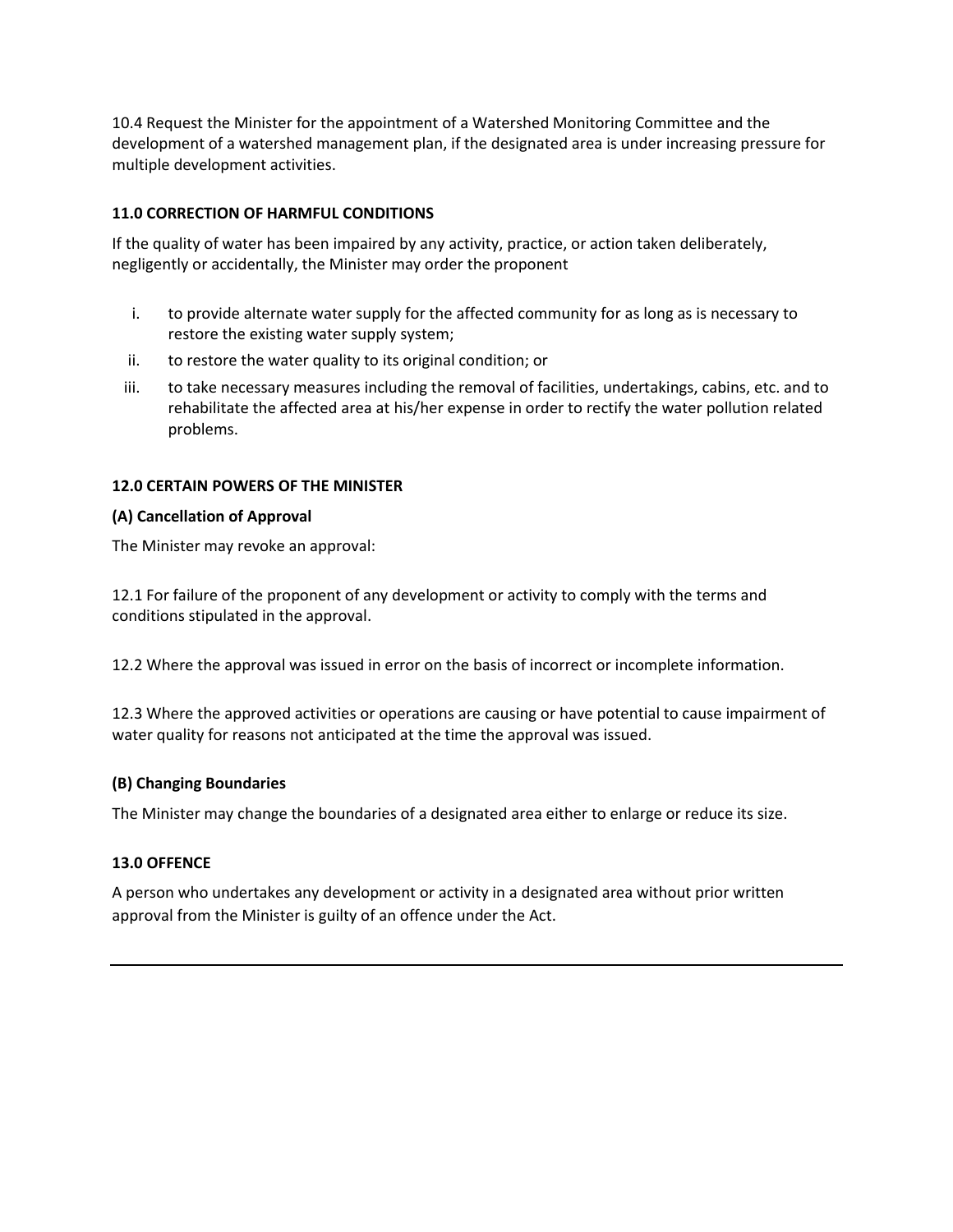10.4 Request the Minister for the appointment of a Watershed Monitoring Committee and the development of a watershed management plan, if the designated area is under increasing pressure for multiple development activities.

### 11.0 CORRECTION OF HARMFUL CONDITIONS

If the quality of water has been impaired by any activity, practice, or action taken deliberately, negligently or accidentally, the Minister may order the proponent

i. to provide alternate water supply for the affected community for as long as is necessary to restore the existing water supply system;
ii. to restore the water quality to its original condition; or
iii. to take necessary measures including the removal of facilities, undertakings, cabins, etc. and to rehabilitate the affected area at his/her expense in order to rectify the water pollution related problems.

### 12.0 CERTAIN POWERS OF THE MINISTER

#### (A) Cancellation of Approval

The Minister may revoke an approval:

12.1 For failure of the proponent of any development or activity to comply with the terms and conditions stipulated in the approval.

12.2 Where the approval was issued in error on the basis of incorrect or incomplete information.

12.3 Where the approved activities or operations are causing or have potential to cause impairment of water quality for reasons not anticipated at the time the approval was issued.

#### (B) Changing Boundaries

The Minister may change the boundaries of a designated area either to enlarge or reduce its size.

### 13.0 OFFENCE

A person who undertakes any development or activity in a designated area without prior written approval from the Minister is guilty of an offence under the Act.

---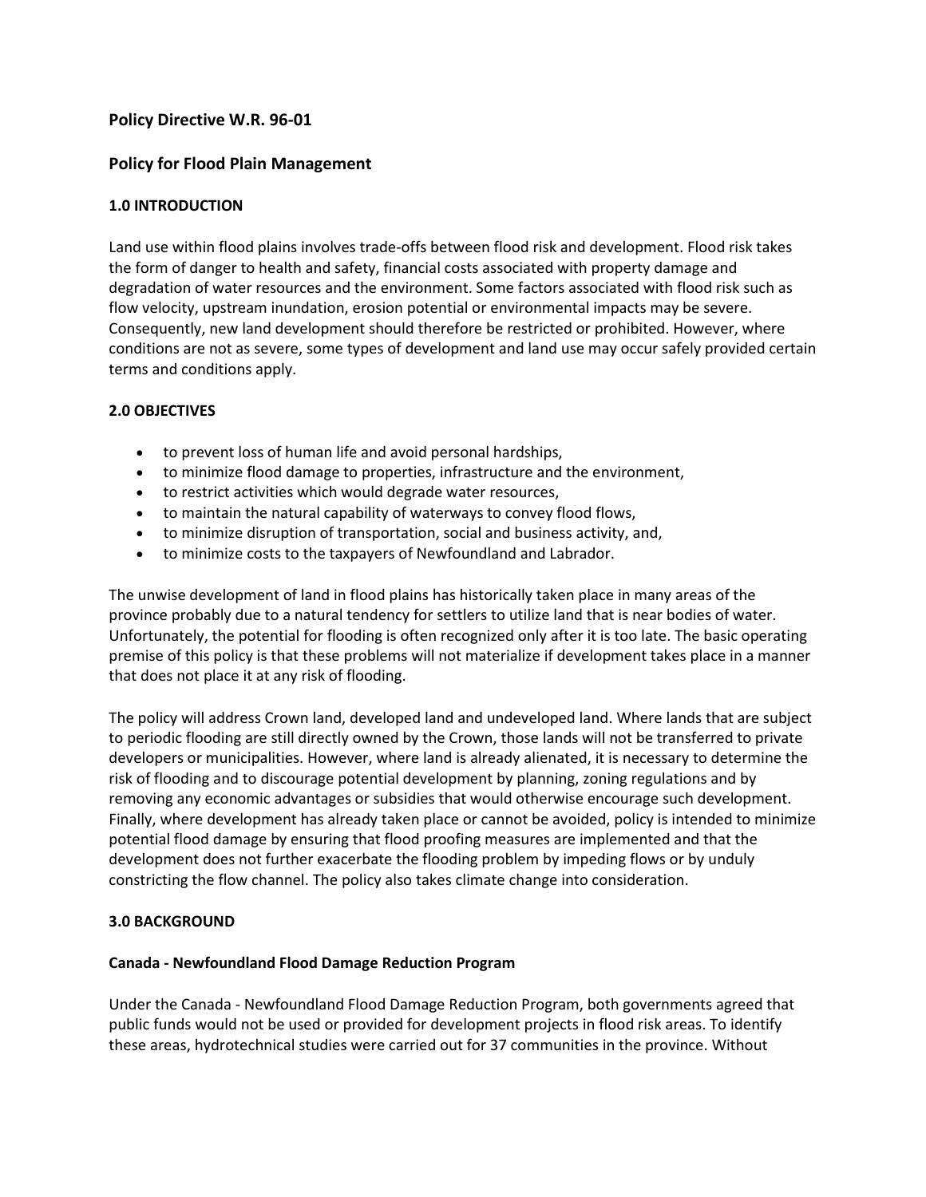## Policy Directive W.R. 96-01

## Policy for Flood Plain Management

### 1.0 INTRODUCTION

Land use within flood plains involves trade-offs between flood risk and development. Flood risk takes the form of danger to health and safety, financial costs associated with property damage and degradation of water resources and the environment. Some factors associated with flood risk such as flow velocity, upstream inundation, erosion potential or environmental impacts may be severe. Consequently, new land development should therefore be restricted or prohibited. However, where conditions are not as severe, some types of development and land use may occur safely provided certain terms and conditions apply.

### 2.0 OBJECTIVES

- to prevent loss of human life and avoid personal hardships,
- to minimize flood damage to properties, infrastructure and the environment,
- to restrict activities which would degrade water resources,
- to maintain the natural capability of waterways to convey flood flows,
- to minimize disruption of transportation, social and business activity, and,
- to minimize costs to the taxpayers of Newfoundland and Labrador.

The unwise development of land in flood plains has historically taken place in many areas of the province probably due to a natural tendency for settlers to utilize land that is near bodies of water. Unfortunately, the potential for flooding is often recognized only after it is too late. The basic operating premise of this policy is that these problems will not materialize if development takes place in a manner that does not place it at any risk of flooding.

The policy will address Crown land, developed land and undeveloped land. Where lands that are subject to periodic flooding are still directly owned by the Crown, those lands will not be transferred to private developers or municipalities. However, where land is already alienated, it is necessary to determine the risk of flooding and to discourage potential development by planning, zoning regulations and by removing any economic advantages or subsidies that would otherwise encourage such development. Finally, where development has already taken place or cannot be avoided, policy is intended to minimize potential flood damage by ensuring that flood proofing measures are implemented and that the development does not further exacerbate the flooding problem by impeding flows or by unduly constricting the flow channel. The policy also takes climate change into consideration.

### 3.0 BACKGROUND

**Canada - Newfoundland Flood Damage Reduction Program**

Under the Canada - Newfoundland Flood Damage Reduction Program, both governments agreed that public funds would not be used or provided for development projects in flood risk areas. To identify these areas, hydrotechnical studies were carried out for 37 communities in the province. Without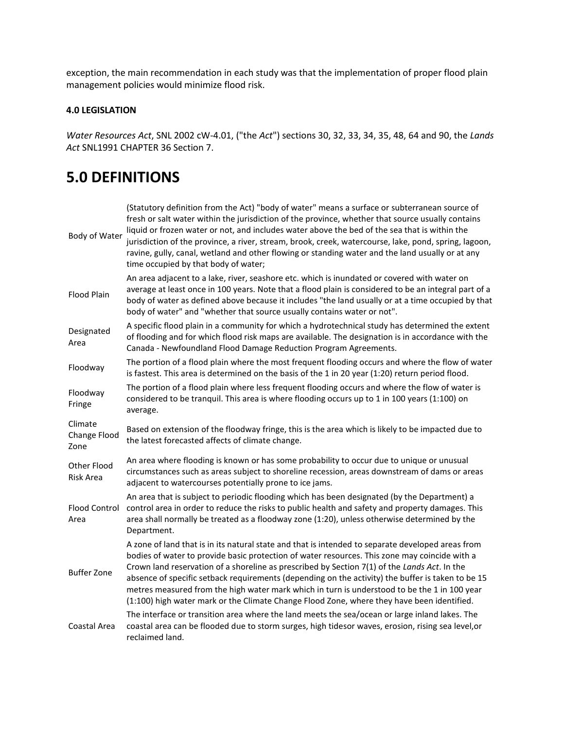exception, the main recommendation in each study was that the implementation of proper flood plain management policies would minimize flood risk.

**4.0 LEGISLATION**

*Water Resources Act*, SNL 2002 cW-4.01, ("the *Act*") sections 30, 32, 33, 34, 35, 48, 64 and 90, the *Lands Act* SNL1991 CHAPTER 36 Section 7.

# 5.0 DEFINITIONS

| | |
|---|---|
| Body of Water | (Statutory definition from the Act) "body of water" means a surface or subterranean source of fresh or salt water within the jurisdiction of the province, whether that source usually contains liquid or frozen water or not, and includes water above the bed of the sea that is within the jurisdiction of the province, a river, stream, brook, creek, watercourse, lake, pond, spring, lagoon, ravine, gully, canal, wetland and other flowing or standing water and the land usually or at any time occupied by that body of water; |
| Flood Plain | An area adjacent to a lake, river, seashore etc. which is inundated or covered with water on average at least once in 100 years. Note that a flood plain is considered to be an integral part of a body of water as defined above because it includes "the land usually or at a time occupied by that body of water" and "whether that source usually contains water or not". |
| Designated Area | A specific flood plain in a community for which a hydrotechnical study has determined the extent of flooding and for which flood risk maps are available. The designation is in accordance with the Canada - Newfoundland Flood Damage Reduction Program Agreements. |
| Floodway | The portion of a flood plain where the most frequent flooding occurs and where the flow of water is fastest. This area is determined on the basis of the 1 in 20 year (1:20) return period flood. |
| Floodway Fringe | The portion of a flood plain where less frequent flooding occurs and where the flow of water is considered to be tranquil. This area is where flooding occurs up to 1 in 100 years (1:100) on average. |
| Climate Change Flood Zone | Based on extension of the floodway fringe, this is the area which is likely to be impacted due to the latest forecasted affects of climate change. |
| Other Flood Risk Area | An area where flooding is known or has some probability to occur due to unique or unusual circumstances such as areas subject to shoreline recession, areas downstream of dams or areas adjacent to watercourses potentially prone to ice jams. |
| Flood Control Area | An area that is subject to periodic flooding which has been designated (by the Department) a control area in order to reduce the risks to public health and safety and property damages. This area shall normally be treated as a floodway zone (1:20), unless otherwise determined by the Department. |
| Buffer Zone | A zone of land that is in its natural state and that is intended to separate developed areas from bodies of water to provide basic protection of water resources. This zone may coincide with a Crown land reservation of a shoreline as prescribed by Section 7(1) of the *Lands Act*. In the absence of specific setback requirements (depending on the activity) the buffer is taken to be 15 metres measured from the high water mark which in turn is understood to be the 1 in 100 year (1:100) high water mark or the Climate Change Flood Zone, where they have been identified. |
| Coastal Area | The interface or transition area where the land meets the sea/ocean or large inland lakes. The coastal area can be flooded due to storm surges, high tidesor waves, erosion, rising sea level,or reclaimed land. |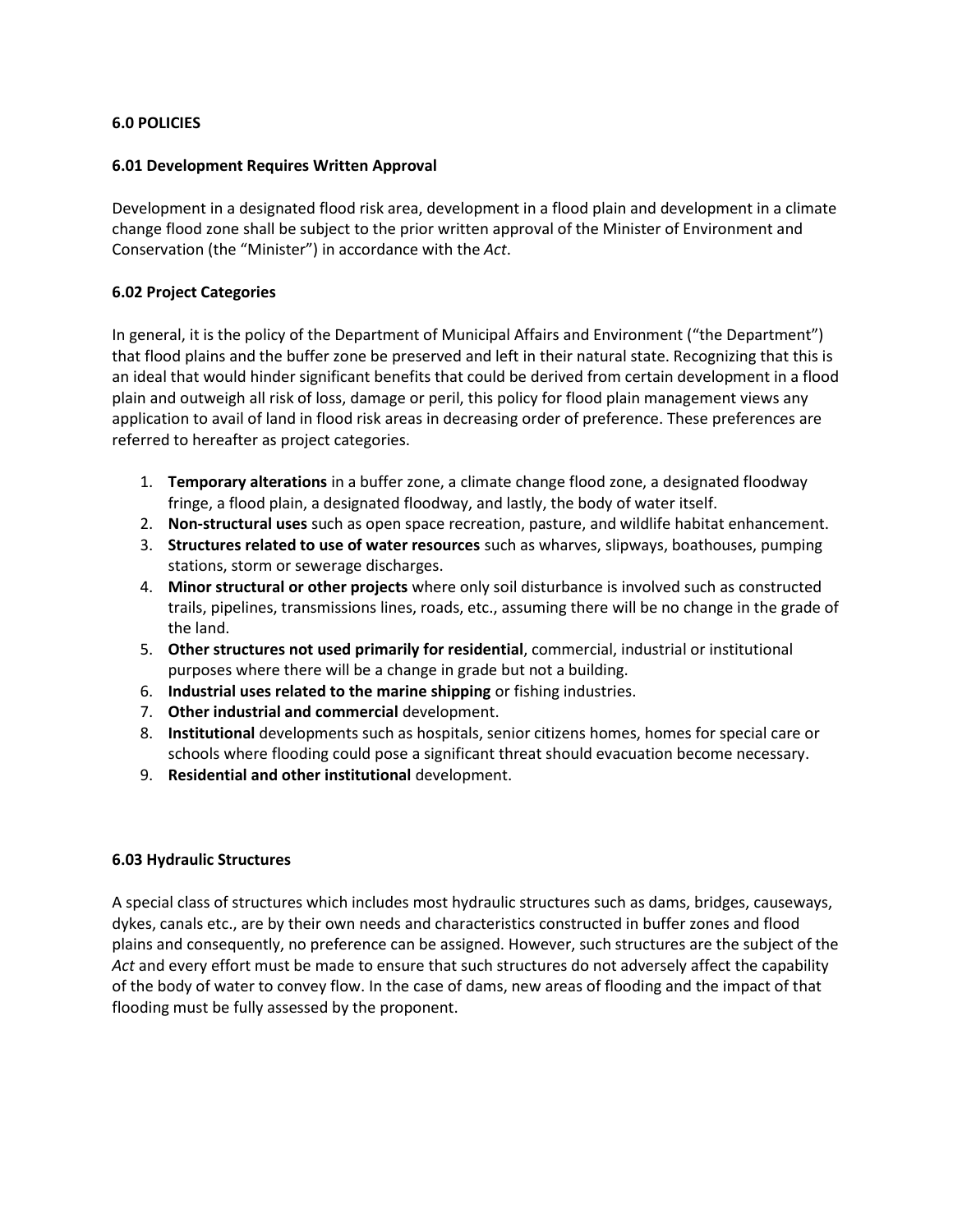## 6.0 POLICIES

### 6.01 Development Requires Written Approval

Development in a designated flood risk area, development in a flood plain and development in a climate change flood zone shall be subject to the prior written approval of the Minister of Environment and Conservation (the "Minister") in accordance with the *Act*.

### 6.02 Project Categories

In general, it is the policy of the Department of Municipal Affairs and Environment ("the Department") that flood plains and the buffer zone be preserved and left in their natural state. Recognizing that this is an ideal that would hinder significant benefits that could be derived from certain development in a flood plain and outweigh all risk of loss, damage or peril, this policy for flood plain management views any application to avail of land in flood risk areas in decreasing order of preference. These preferences are referred to hereafter as project categories.

1. **Temporary alterations** in a buffer zone, a climate change flood zone, a designated floodway fringe, a flood plain, a designated floodway, and lastly, the body of water itself.
2. **Non-structural uses** such as open space recreation, pasture, and wildlife habitat enhancement.
3. **Structures related to use of water resources** such as wharves, slipways, boathouses, pumping stations, storm or sewerage discharges.
4. **Minor structural or other projects** where only soil disturbance is involved such as constructed trails, pipelines, transmissions lines, roads, etc., assuming there will be no change in the grade of the land.
5. **Other structures not used primarily for residential**, commercial, industrial or institutional purposes where there will be a change in grade but not a building.
6. **Industrial uses related to the marine shipping** or fishing industries.
7. **Other industrial and commercial** development.
8. **Institutional** developments such as hospitals, senior citizens homes, homes for special care or schools where flooding could pose a significant threat should evacuation become necessary.
9. **Residential and other institutional** development.

### 6.03 Hydraulic Structures

A special class of structures which includes most hydraulic structures such as dams, bridges, causeways, dykes, canals etc., are by their own needs and characteristics constructed in buffer zones and flood plains and consequently, no preference can be assigned. However, such structures are the subject of the *Act* and every effort must be made to ensure that such structures do not adversely affect the capability of the body of water to convey flow. In the case of dams, new areas of flooding and the impact of that flooding must be fully assessed by the proponent.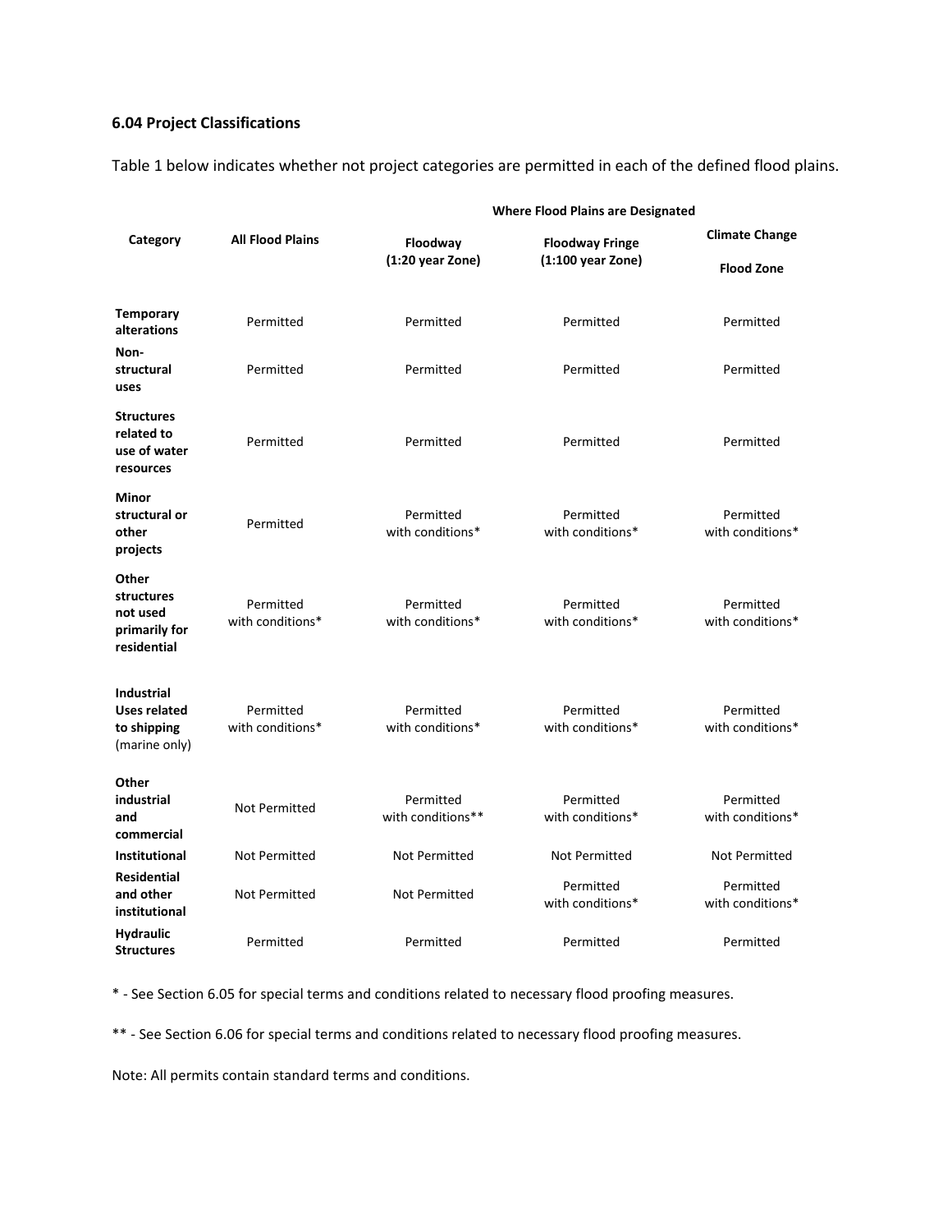### 6.04 Project Classifications

Table 1 below indicates whether not project categories are permitted in each of the defined flood plains.

| Category | All Flood Plains | Where Flood Plains are Designated | | |
|---|---|---|---|---|
| | | Floodway (1:20 year Zone) | Floodway Fringe (1:100 year Zone) | Climate Change Flood Zone |
| **Temporary alterations** | Permitted | Permitted | Permitted | Permitted |
| **Non-structural uses** | Permitted | Permitted | Permitted | Permitted |
| **Structures related to use of water resources** | Permitted | Permitted | Permitted | Permitted |
| **Minor structural or other projects** | Permitted | Permitted with conditions* | Permitted with conditions* | Permitted with conditions* |
| **Other structures not used primarily for residential** | Permitted with conditions* | Permitted with conditions* | Permitted with conditions* | Permitted with conditions* |
| **Industrial Uses related to shipping** (marine only) | Permitted with conditions* | Permitted with conditions* | Permitted with conditions* | Permitted with conditions* |
| **Other industrial and commercial** | Not Permitted | Permitted with conditions** | Permitted with conditions* | Permitted with conditions* |
| **Institutional** | Not Permitted | Not Permitted | Not Permitted | Not Permitted |
| **Residential and other institutional** | Not Permitted | Not Permitted | Permitted with conditions* | Permitted with conditions* |
| **Hydraulic Structures** | Permitted | Permitted | Permitted | Permitted |

* - See Section 6.05 for special terms and conditions related to necessary flood proofing measures.

** - See Section 6.06 for special terms and conditions related to necessary flood proofing measures.

Note: All permits contain standard terms and conditions.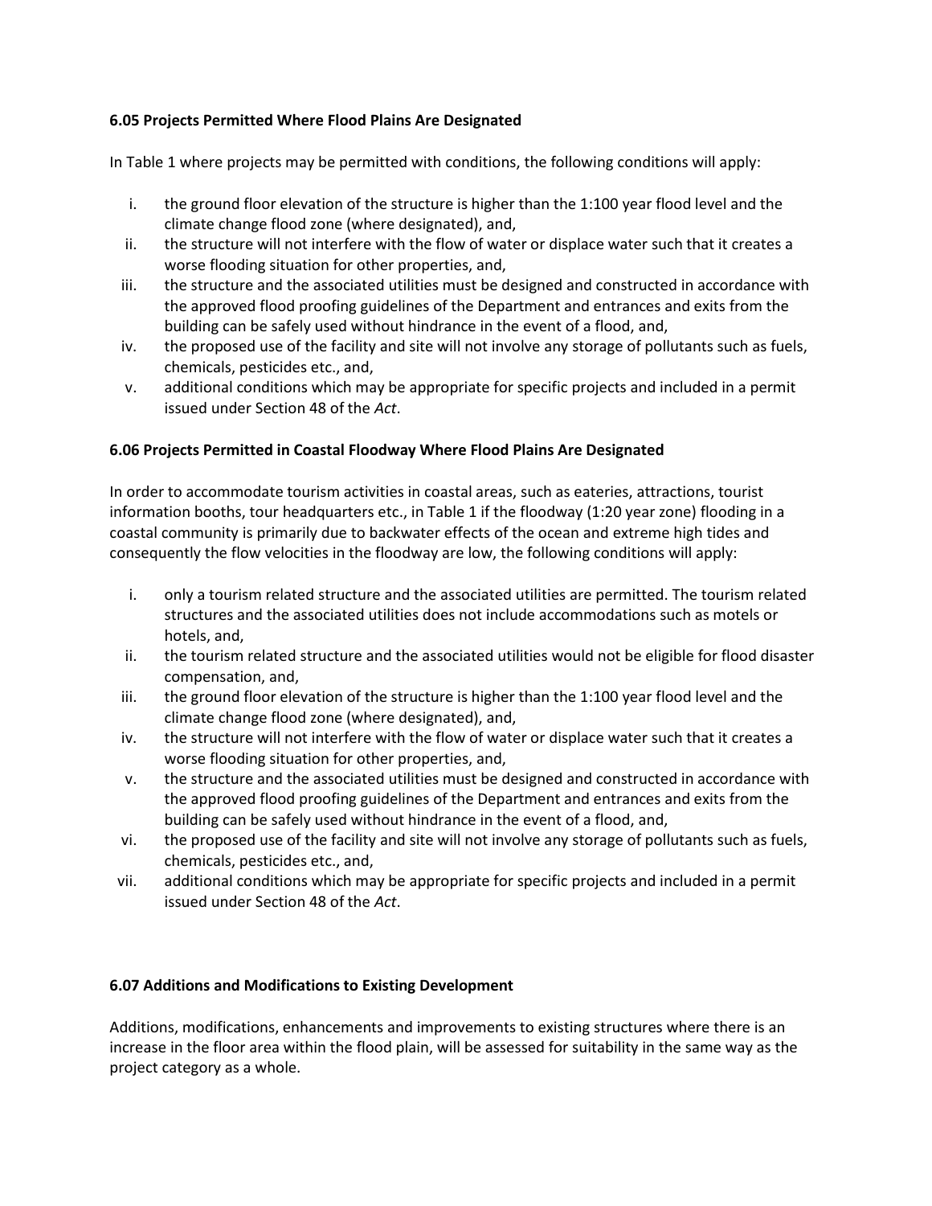**6.05 Projects Permitted Where Flood Plains Are Designated**

In Table 1 where projects may be permitted with conditions, the following conditions will apply:

i. the ground floor elevation of the structure is higher than the 1:100 year flood level and the climate change flood zone (where designated), and,
ii. the structure will not interfere with the flow of water or displace water such that it creates a worse flooding situation for other properties, and,
iii. the structure and the associated utilities must be designed and constructed in accordance with the approved flood proofing guidelines of the Department and entrances and exits from the building can be safely used without hindrance in the event of a flood, and,
iv. the proposed use of the facility and site will not involve any storage of pollutants such as fuels, chemicals, pesticides etc., and,
v. additional conditions which may be appropriate for specific projects and included in a permit issued under Section 48 of the *Act*.

**6.06 Projects Permitted in Coastal Floodway Where Flood Plains Are Designated**

In order to accommodate tourism activities in coastal areas, such as eateries, attractions, tourist information booths, tour headquarters etc., in Table 1 if the floodway (1:20 year zone) flooding in a coastal community is primarily due to backwater effects of the ocean and extreme high tides and consequently the flow velocities in the floodway are low, the following conditions will apply:

i. only a tourism related structure and the associated utilities are permitted. The tourism related structures and the associated utilities does not include accommodations such as motels or hotels, and,
ii. the tourism related structure and the associated utilities would not be eligible for flood disaster compensation, and,
iii. the ground floor elevation of the structure is higher than the 1:100 year flood level and the climate change flood zone (where designated), and,
iv. the structure will not interfere with the flow of water or displace water such that it creates a worse flooding situation for other properties, and,
v. the structure and the associated utilities must be designed and constructed in accordance with the approved flood proofing guidelines of the Department and entrances and exits from the building can be safely used without hindrance in the event of a flood, and,
vi. the proposed use of the facility and site will not involve any storage of pollutants such as fuels, chemicals, pesticides etc., and,
vii. additional conditions which may be appropriate for specific projects and included in a permit issued under Section 48 of the *Act*.

**6.07 Additions and Modifications to Existing Development**

Additions, modifications, enhancements and improvements to existing structures where there is an increase in the floor area within the flood plain, will be assessed for suitability in the same way as the project category as a whole.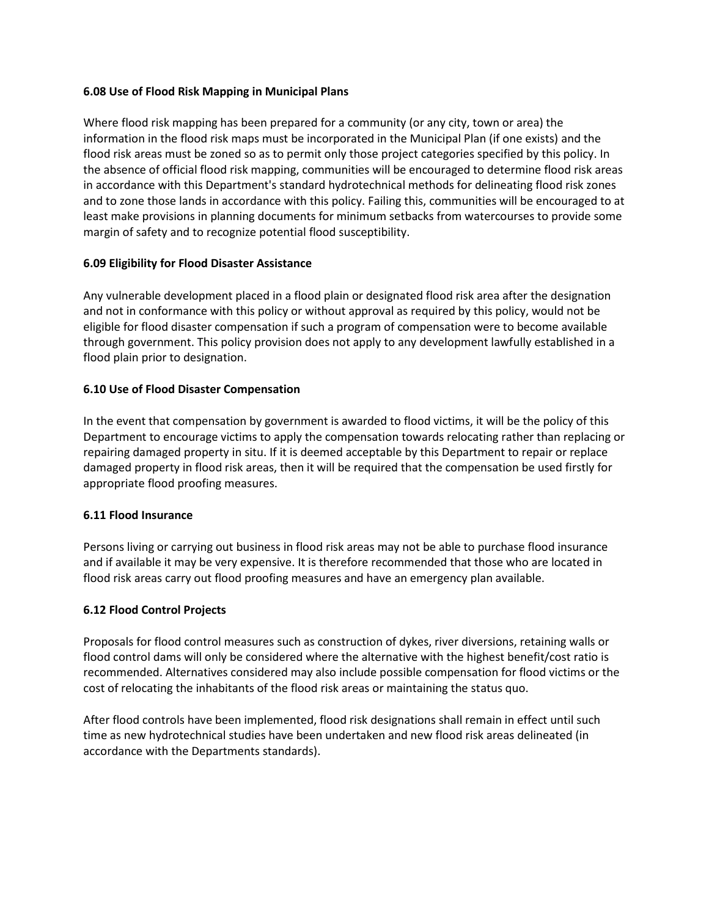### 6.08 Use of Flood Risk Mapping in Municipal Plans

Where flood risk mapping has been prepared for a community (or any city, town or area) the information in the flood risk maps must be incorporated in the Municipal Plan (if one exists) and the flood risk areas must be zoned so as to permit only those project categories specified by this policy. In the absence of official flood risk mapping, communities will be encouraged to determine flood risk areas in accordance with this Department's standard hydrotechnical methods for delineating flood risk zones and to zone those lands in accordance with this policy. Failing this, communities will be encouraged to at least make provisions in planning documents for minimum setbacks from watercourses to provide some margin of safety and to recognize potential flood susceptibility.

### 6.09 Eligibility for Flood Disaster Assistance

Any vulnerable development placed in a flood plain or designated flood risk area after the designation and not in conformance with this policy or without approval as required by this policy, would not be eligible for flood disaster compensation if such a program of compensation were to become available through government. This policy provision does not apply to any development lawfully established in a flood plain prior to designation.

### 6.10 Use of Flood Disaster Compensation

In the event that compensation by government is awarded to flood victims, it will be the policy of this Department to encourage victims to apply the compensation towards relocating rather than replacing or repairing damaged property in situ. If it is deemed acceptable by this Department to repair or replace damaged property in flood risk areas, then it will be required that the compensation be used firstly for appropriate flood proofing measures.

### 6.11 Flood Insurance

Persons living or carrying out business in flood risk areas may not be able to purchase flood insurance and if available it may be very expensive. It is therefore recommended that those who are located in flood risk areas carry out flood proofing measures and have an emergency plan available.

### 6.12 Flood Control Projects

Proposals for flood control measures such as construction of dykes, river diversions, retaining walls or flood control dams will only be considered where the alternative with the highest benefit/cost ratio is recommended. Alternatives considered may also include possible compensation for flood victims or the cost of relocating the inhabitants of the flood risk areas or maintaining the status quo.

After flood controls have been implemented, flood risk designations shall remain in effect until such time as new hydrotechnical studies have been undertaken and new flood risk areas delineated (in accordance with the Departments standards).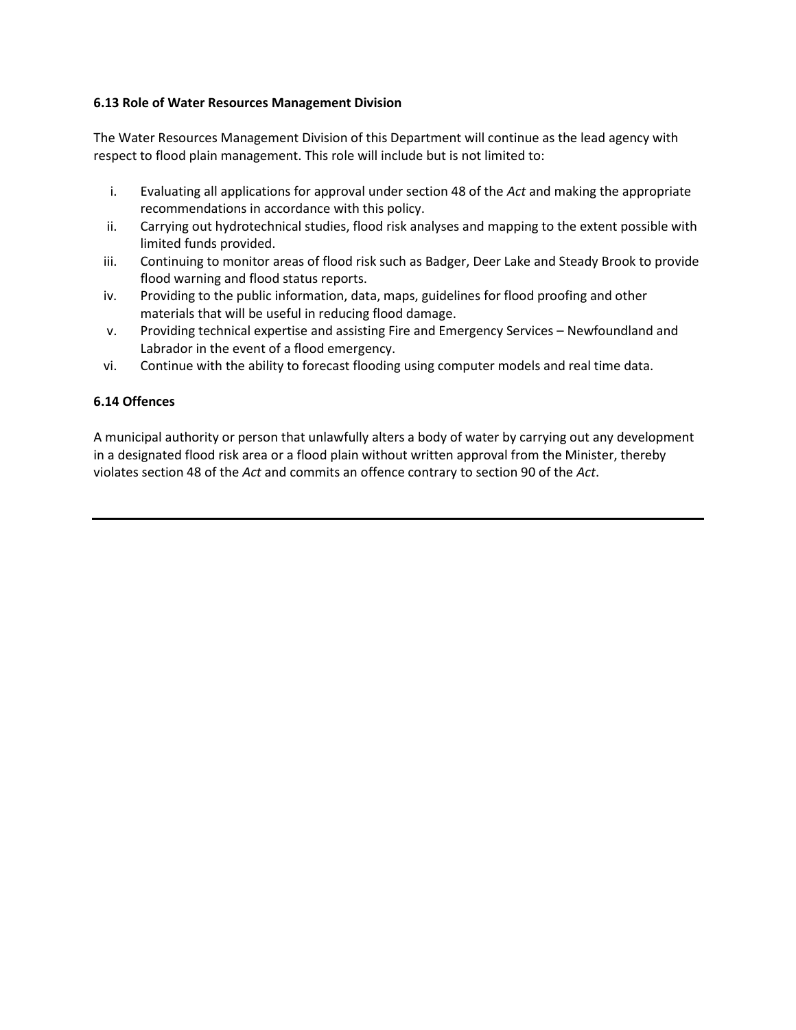### 6.13 Role of Water Resources Management Division

The Water Resources Management Division of this Department will continue as the lead agency with respect to flood plain management. This role will include but is not limited to:

i. Evaluating all applications for approval under section 48 of the *Act* and making the appropriate recommendations in accordance with this policy.
ii. Carrying out hydrotechnical studies, flood risk analyses and mapping to the extent possible with limited funds provided.
iii. Continuing to monitor areas of flood risk such as Badger, Deer Lake and Steady Brook to provide flood warning and flood status reports.
iv. Providing to the public information, data, maps, guidelines for flood proofing and other materials that will be useful in reducing flood damage.
v. Providing technical expertise and assisting Fire and Emergency Services – Newfoundland and Labrador in the event of a flood emergency.
vi. Continue with the ability to forecast flooding using computer models and real time data.

### 6.14 Offences

A municipal authority or person that unlawfully alters a body of water by carrying out any development in a designated flood risk area or a flood plain without written approval from the Minister, thereby violates section 48 of the *Act* and commits an offence contrary to section 90 of the *Act*.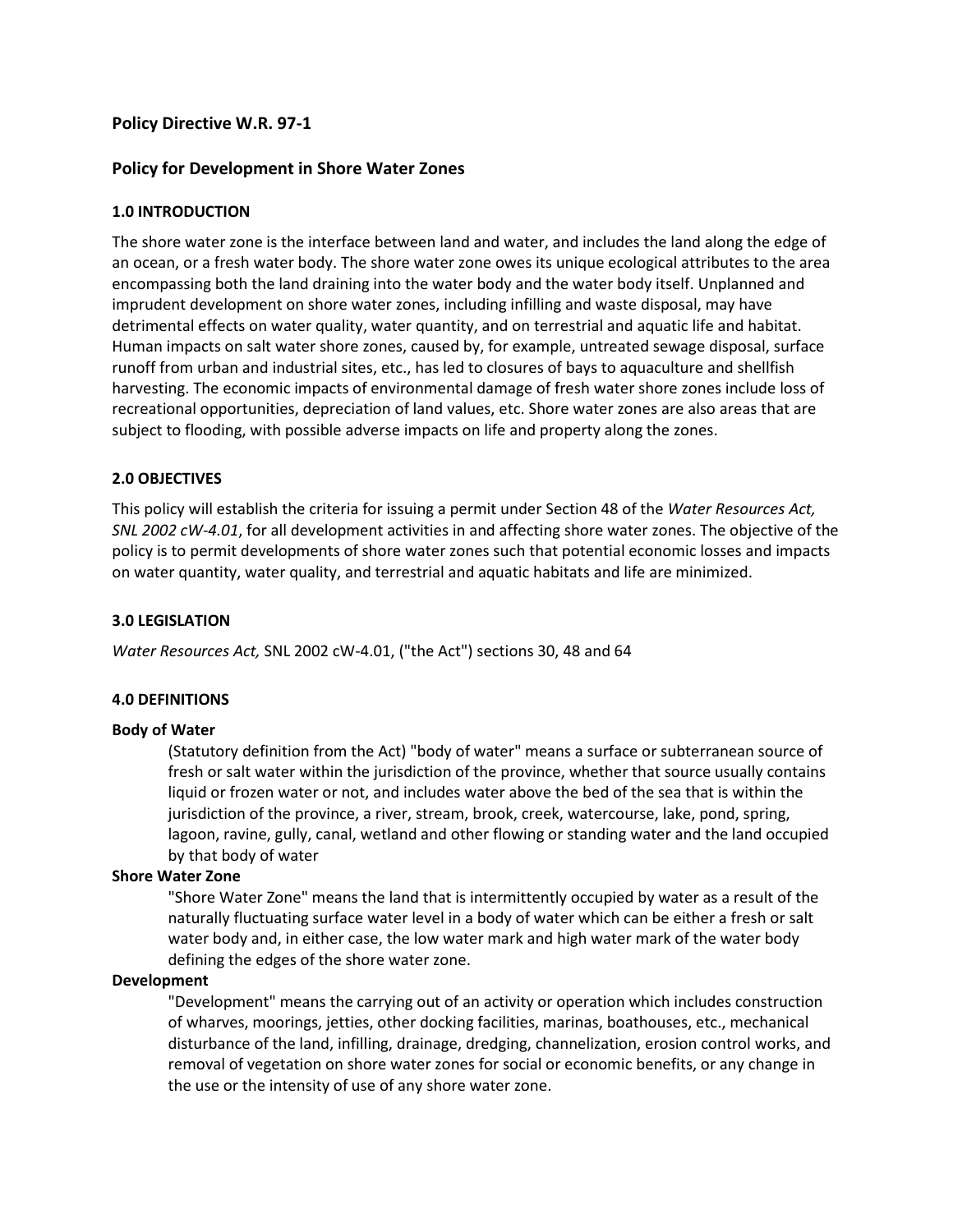## Policy Directive W.R. 97-1

## Policy for Development in Shore Water Zones

### 1.0 INTRODUCTION

The shore water zone is the interface between land and water, and includes the land along the edge of an ocean, or a fresh water body. The shore water zone owes its unique ecological attributes to the area encompassing both the land draining into the water body and the water body itself. Unplanned and imprudent development on shore water zones, including infilling and waste disposal, may have detrimental effects on water quality, water quantity, and on terrestrial and aquatic life and habitat. Human impacts on salt water shore zones, caused by, for example, untreated sewage disposal, surface runoff from urban and industrial sites, etc., has led to closures of bays to aquaculture and shellfish harvesting. The economic impacts of environmental damage of fresh water shore zones include loss of recreational opportunities, depreciation of land values, etc. Shore water zones are also areas that are subject to flooding, with possible adverse impacts on life and property along the zones.

### 2.0 OBJECTIVES

This policy will establish the criteria for issuing a permit under Section 48 of the *Water Resources Act, SNL 2002 cW-4.01*, for all development activities in and affecting shore water zones. The objective of the policy is to permit developments of shore water zones such that potential economic losses and impacts on water quantity, water quality, and terrestrial and aquatic habitats and life are minimized.

### 3.0 LEGISLATION

*Water Resources Act,* SNL 2002 cW-4.01, ("the Act") sections 30, 48 and 64

### 4.0 DEFINITIONS

**Body of Water**

(Statutory definition from the Act) "body of water" means a surface or subterranean source of fresh or salt water within the jurisdiction of the province, whether that source usually contains liquid or frozen water or not, and includes water above the bed of the sea that is within the jurisdiction of the province, a river, stream, brook, creek, watercourse, lake, pond, spring, lagoon, ravine, gully, canal, wetland and other flowing or standing water and the land occupied by that body of water

**Shore Water Zone**

"Shore Water Zone" means the land that is intermittently occupied by water as a result of the naturally fluctuating surface water level in a body of water which can be either a fresh or salt water body and, in either case, the low water mark and high water mark of the water body defining the edges of the shore water zone.

**Development**

"Development" means the carrying out of an activity or operation which includes construction of wharves, moorings, jetties, other docking facilities, marinas, boathouses, etc., mechanical disturbance of the land, infilling, drainage, dredging, channelization, erosion control works, and removal of vegetation on shore water zones for social or economic benefits, or any change in the use or the intensity of use of any shore water zone.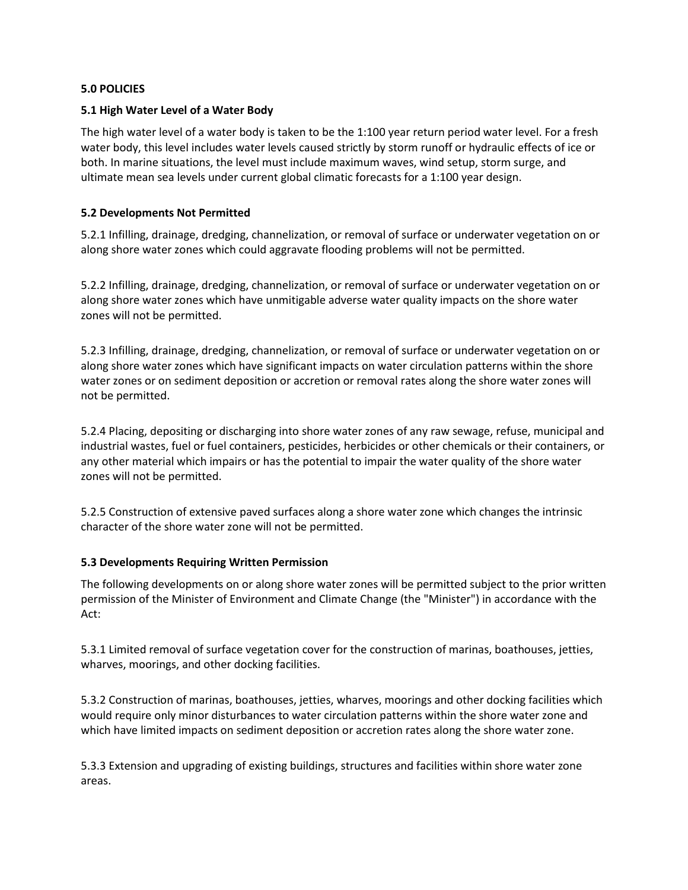## 5.0 POLICIES

### 5.1 High Water Level of a Water Body

The high water level of a water body is taken to be the 1:100 year return period water level. For a fresh water body, this level includes water levels caused strictly by storm runoff or hydraulic effects of ice or both. In marine situations, the level must include maximum waves, wind setup, storm surge, and ultimate mean sea levels under current global climatic forecasts for a 1:100 year design.

### 5.2 Developments Not Permitted

5.2.1 Infilling, drainage, dredging, channelization, or removal of surface or underwater vegetation on or along shore water zones which could aggravate flooding problems will not be permitted.

5.2.2 Infilling, drainage, dredging, channelization, or removal of surface or underwater vegetation on or along shore water zones which have unmitigable adverse water quality impacts on the shore water zones will not be permitted.

5.2.3 Infilling, drainage, dredging, channelization, or removal of surface or underwater vegetation on or along shore water zones which have significant impacts on water circulation patterns within the shore water zones or on sediment deposition or accretion or removal rates along the shore water zones will not be permitted.

5.2.4 Placing, depositing or discharging into shore water zones of any raw sewage, refuse, municipal and industrial wastes, fuel or fuel containers, pesticides, herbicides or other chemicals or their containers, or any other material which impairs or has the potential to impair the water quality of the shore water zones will not be permitted.

5.2.5 Construction of extensive paved surfaces along a shore water zone which changes the intrinsic character of the shore water zone will not be permitted.

### 5.3 Developments Requiring Written Permission

The following developments on or along shore water zones will be permitted subject to the prior written permission of the Minister of Environment and Climate Change (the "Minister") in accordance with the Act:

5.3.1 Limited removal of surface vegetation cover for the construction of marinas, boathouses, jetties, wharves, moorings, and other docking facilities.

5.3.2 Construction of marinas, boathouses, jetties, wharves, moorings and other docking facilities which would require only minor disturbances to water circulation patterns within the shore water zone and which have limited impacts on sediment deposition or accretion rates along the shore water zone.

5.3.3 Extension and upgrading of existing buildings, structures and facilities within shore water zone areas.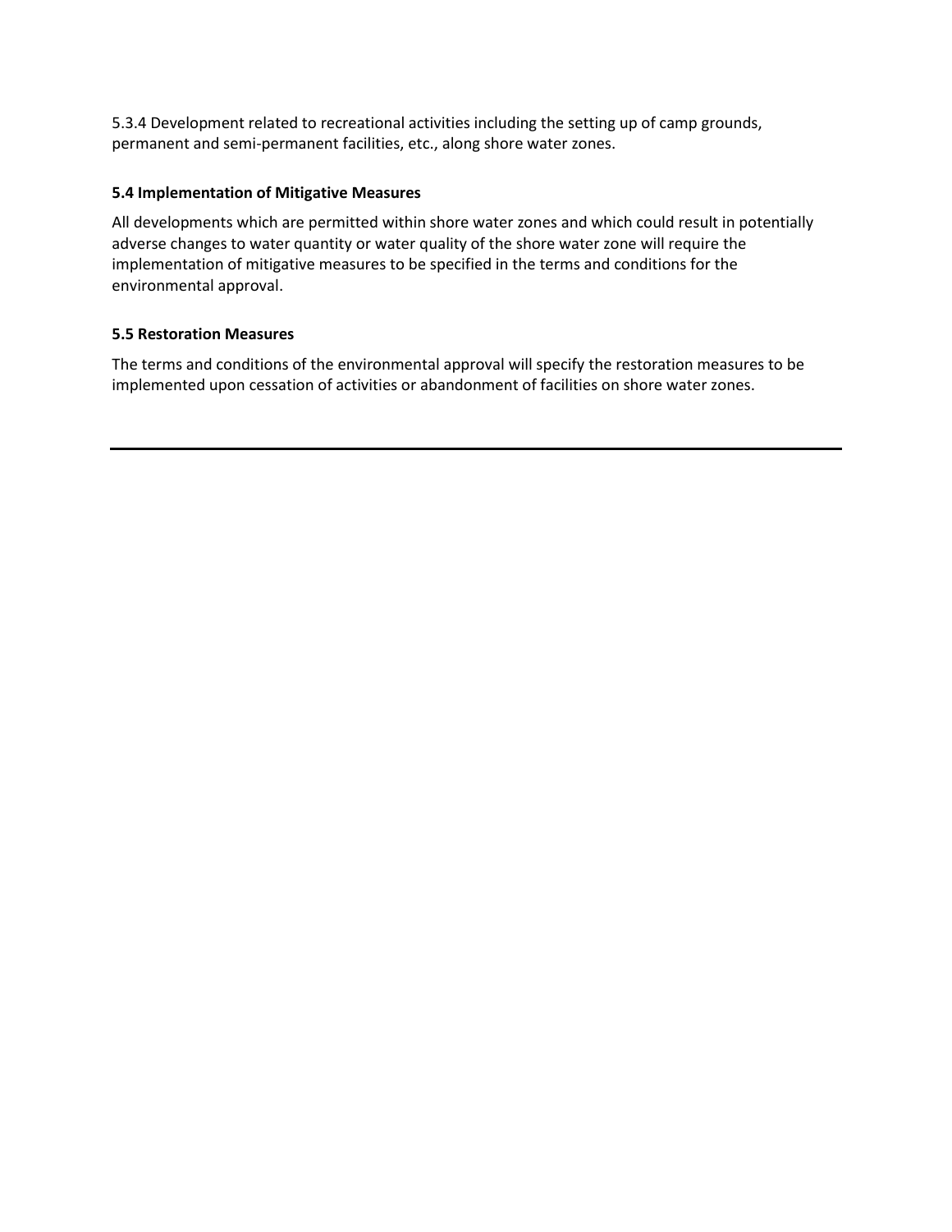5.3.4 Development related to recreational activities including the setting up of camp grounds, permanent and semi-permanent facilities, etc., along shore water zones.

### 5.4 Implementation of Mitigative Measures

All developments which are permitted within shore water zones and which could result in potentially adverse changes to water quantity or water quality of the shore water zone will require the implementation of mitigative measures to be specified in the terms and conditions for the environmental approval.

### 5.5 Restoration Measures

The terms and conditions of the environmental approval will specify the restoration measures to be implemented upon cessation of activities or abandonment of facilities on shore water zones.

---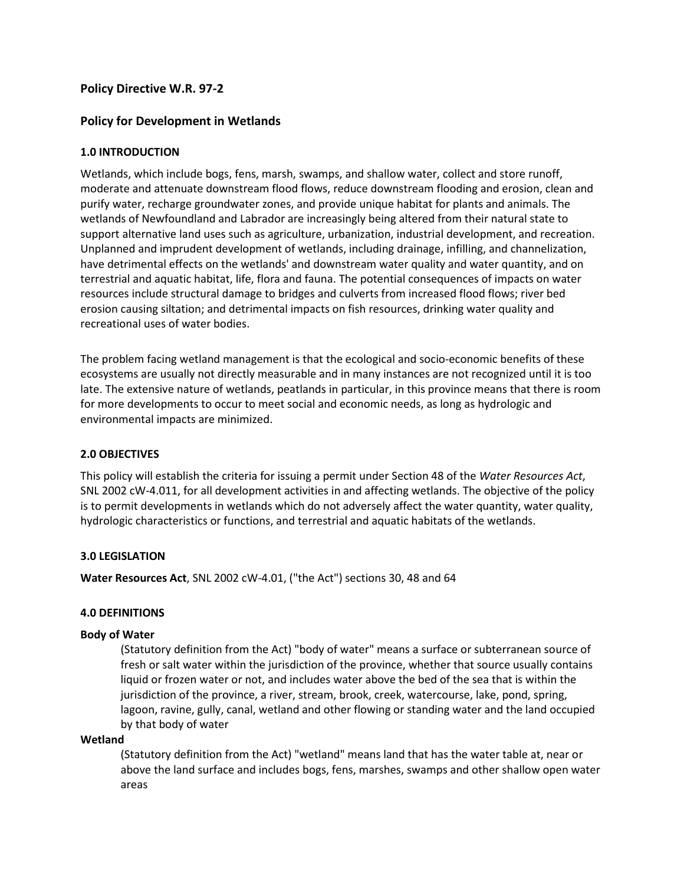## Policy Directive W.R. 97-2

## Policy for Development in Wetlands

### 1.0 INTRODUCTION

Wetlands, which include bogs, fens, marsh, swamps, and shallow water, collect and store runoff, moderate and attenuate downstream flood flows, reduce downstream flooding and erosion, clean and purify water, recharge groundwater zones, and provide unique habitat for plants and animals. The wetlands of Newfoundland and Labrador are increasingly being altered from their natural state to support alternative land uses such as agriculture, urbanization, industrial development, and recreation. Unplanned and imprudent development of wetlands, including drainage, infilling, and channelization, have detrimental effects on the wetlands' and downstream water quality and water quantity, and on terrestrial and aquatic habitat, life, flora and fauna. The potential consequences of impacts on water resources include structural damage to bridges and culverts from increased flood flows; river bed erosion causing siltation; and detrimental impacts on fish resources, drinking water quality and recreational uses of water bodies.

The problem facing wetland management is that the ecological and socio-economic benefits of these ecosystems are usually not directly measurable and in many instances are not recognized until it is too late. The extensive nature of wetlands, peatlands in particular, in this province means that there is room for more developments to occur to meet social and economic needs, as long as hydrologic and environmental impacts are minimized.

### 2.0 OBJECTIVES

This policy will establish the criteria for issuing a permit under Section 48 of the *Water Resources Act*, SNL 2002 cW-4.011, for all development activities in and affecting wetlands. The objective of the policy is to permit developments in wetlands which do not adversely affect the water quantity, water quality, hydrologic characteristics or functions, and terrestrial and aquatic habitats of the wetlands.

### 3.0 LEGISLATION

**Water Resources Act**, SNL 2002 cW-4.01, ("the Act") sections 30, 48 and 64

### 4.0 DEFINITIONS

**Body of Water**

(Statutory definition from the Act) "body of water" means a surface or subterranean source of fresh or salt water within the jurisdiction of the province, whether that source usually contains liquid or frozen water or not, and includes water above the bed of the sea that is within the jurisdiction of the province, a river, stream, brook, creek, watercourse, lake, pond, spring, lagoon, ravine, gully, canal, wetland and other flowing or standing water and the land occupied by that body of water

**Wetland**

(Statutory definition from the Act) "wetland" means land that has the water table at, near or above the land surface and includes bogs, fens, marshes, swamps and other shallow open water areas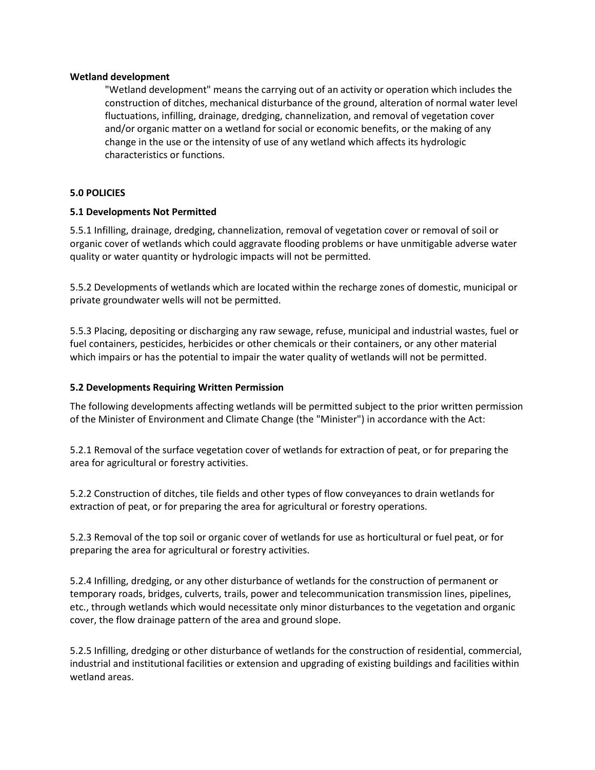**Wetland development**

"Wetland development" means the carrying out of an activity or operation which includes the construction of ditches, mechanical disturbance of the ground, alteration of normal water level fluctuations, infilling, drainage, dredging, channelization, and removal of vegetation cover and/or organic matter on a wetland for social or economic benefits, or the making of any change in the use or the intensity of use of any wetland which affects its hydrologic characteristics or functions.

**5.0 POLICIES**

**5.1 Developments Not Permitted**

5.5.1 Infilling, drainage, dredging, channelization, removal of vegetation cover or removal of soil or organic cover of wetlands which could aggravate flooding problems or have unmitigable adverse water quality or water quantity or hydrologic impacts will not be permitted.

5.5.2 Developments of wetlands which are located within the recharge zones of domestic, municipal or private groundwater wells will not be permitted.

5.5.3 Placing, depositing or discharging any raw sewage, refuse, municipal and industrial wastes, fuel or fuel containers, pesticides, herbicides or other chemicals or their containers, or any other material which impairs or has the potential to impair the water quality of wetlands will not be permitted.

**5.2 Developments Requiring Written Permission**

The following developments affecting wetlands will be permitted subject to the prior written permission of the Minister of Environment and Climate Change (the "Minister") in accordance with the Act:

5.2.1 Removal of the surface vegetation cover of wetlands for extraction of peat, or for preparing the area for agricultural or forestry activities.

5.2.2 Construction of ditches, tile fields and other types of flow conveyances to drain wetlands for extraction of peat, or for preparing the area for agricultural or forestry operations.

5.2.3 Removal of the top soil or organic cover of wetlands for use as horticultural or fuel peat, or for preparing the area for agricultural or forestry activities.

5.2.4 Infilling, dredging, or any other disturbance of wetlands for the construction of permanent or temporary roads, bridges, culverts, trails, power and telecommunication transmission lines, pipelines, etc., through wetlands which would necessitate only minor disturbances to the vegetation and organic cover, the flow drainage pattern of the area and ground slope.

5.2.5 Infilling, dredging or other disturbance of wetlands for the construction of residential, commercial, industrial and institutional facilities or extension and upgrading of existing buildings and facilities within wetland areas.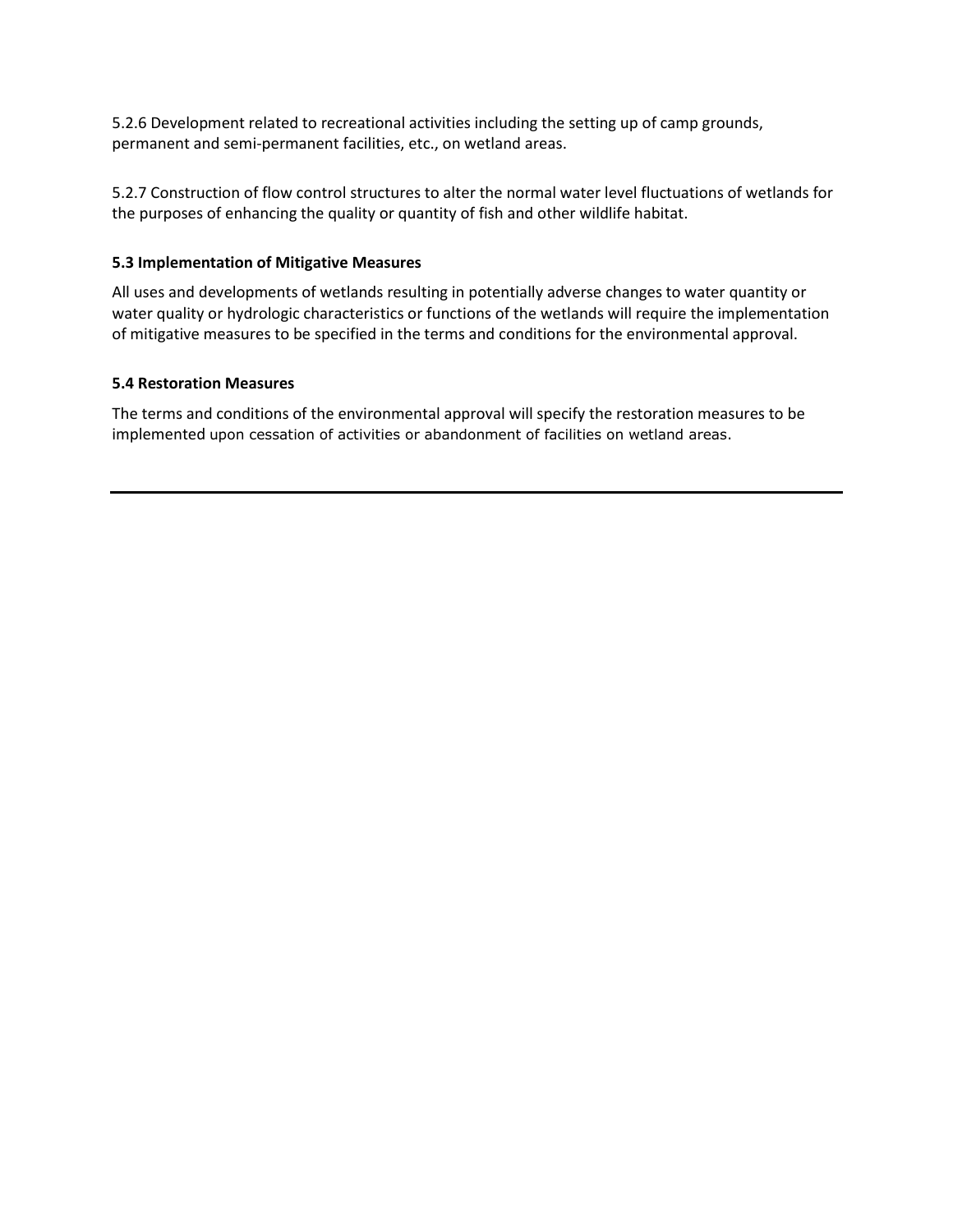5.2.6 Development related to recreational activities including the setting up of camp grounds, permanent and semi-permanent facilities, etc., on wetland areas.

5.2.7 Construction of flow control structures to alter the normal water level fluctuations of wetlands for the purposes of enhancing the quality or quantity of fish and other wildlife habitat.

### 5.3 Implementation of Mitigative Measures

All uses and developments of wetlands resulting in potentially adverse changes to water quantity or water quality or hydrologic characteristics or functions of the wetlands will require the implementation of mitigative measures to be specified in the terms and conditions for the environmental approval.

### 5.4 Restoration Measures

The terms and conditions of the environmental approval will specify the restoration measures to be implemented upon cessation of activities or abandonment of facilities on wetland areas.

---